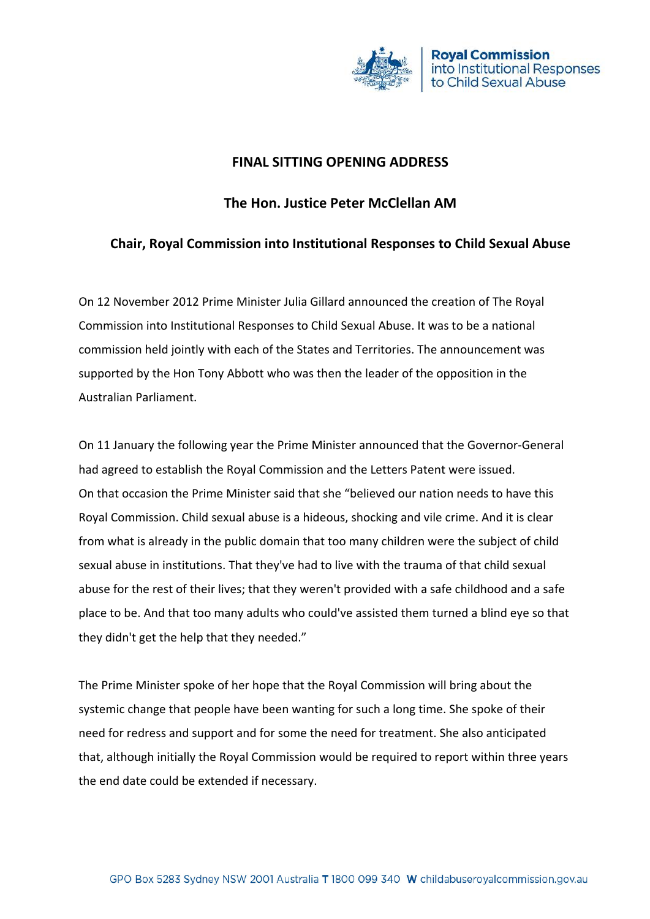# FINAL SITTING OPENING ADDRESS

## The Hon. Justice Peter McClellan AM

### Chair, Royal Commission into Institutional Responses to Child Sexual Abuse

On 12 November 2012 Prime Minister Julia Gillard announced the creation of The Royal Commission into Institutional Responses to Child Sexual Abuse. It was to be a national commission held jointly with each of the States and Territories. The announcement was supported by the Hon Tony Abbott who was then the leader of the opposition in the Australian Parliament.

On 11 January the following year the Prime Minister announced that the Governor-General had agreed to establish the Royal Commission and the Letters Patent were issued. On that occasion the Prime Minister said that she "believed our nation needs to have this Royal Commission. Child sexual abuse is a hideous, shocking and vile crime. And it is clear from what is already in the public domain that too many children were the subject of child sexual abuse in institutions. That they've had to live with the trauma of that child sexual abuse for the rest of their lives; that they weren't provided with a safe childhood and a safe place to be. And that too many adults who could've assisted them turned a blind eye so that they didn't get the help that they needed."

The Prime Minister spoke of her hope that the Royal Commission will bring about the systemic change that people have been wanting for such a long time. She spoke of their need for redress and support and for some the need for treatment. She also anticipated that, although initially the Royal Commission would be required to report within three years the end date could be extended if necessary.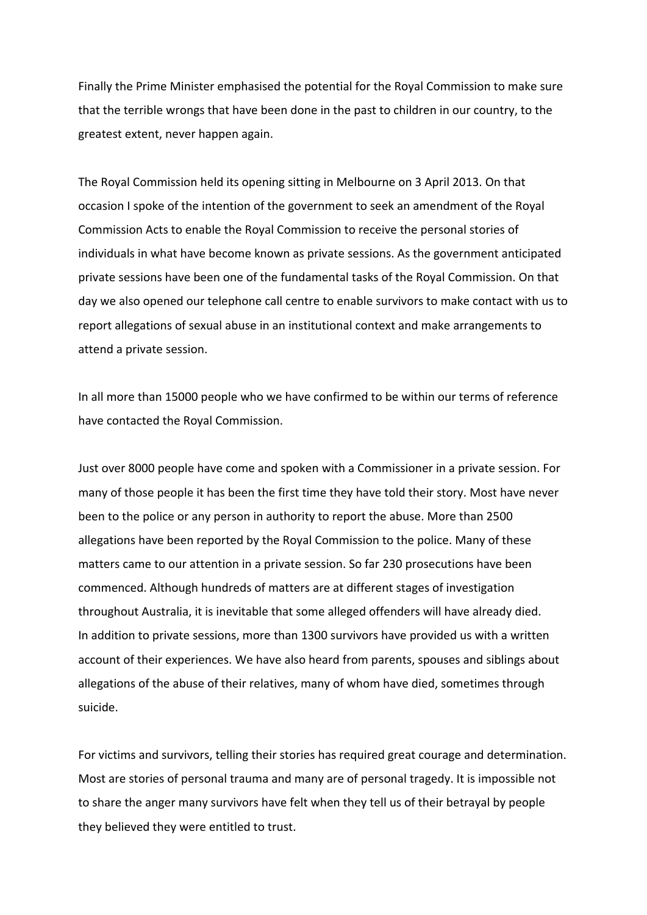Finally the Prime Minister emphasised the potential for the Royal Commission to make sure that the terrible wrongs that have been done in the past to children in our country, to the greatest extent, never happen again.

The Royal Commission held its opening sitting in Melbourne on 3 April 2013. On that occasion I spoke of the intention of the government to seek an amendment of the Royal Commission Acts to enable the Royal Commission to receive the personal stories of individuals in what have become known as private sessions. As the government anticipated private sessions have been one of the fundamental tasks of the Royal Commission. On that day we also opened our telephone call centre to enable survivors to make contact with us to report allegations of sexual abuse in an institutional context and make arrangements to attend a private session.

In all more than 15000 people who we have confirmed to be within our terms of reference have contacted the Royal Commission.

Just over 8000 people have come and spoken with a Commissioner in a private session. For many of those people it has been the first time they have told their story. Most have never been to the police or any person in authority to report the abuse. More than 2500 allegations have been reported by the Royal Commission to the police. Many of these matters came to our attention in a private session. So far 230 prosecutions have been commenced. Although hundreds of matters are at different stages of investigation throughout Australia, it is inevitable that some alleged offenders will have already died. In addition to private sessions, more than 1300 survivors have provided us with a written account of their experiences. We have also heard from parents, spouses and siblings about allegations of the abuse of their relatives, many of whom have died, sometimes through suicide.

For victims and survivors, telling their stories has required great courage and determination. Most are stories of personal trauma and many are of personal tragedy. It is impossible not to share the anger many survivors have felt when they tell us of their betrayal by people they believed they were entitled to trust.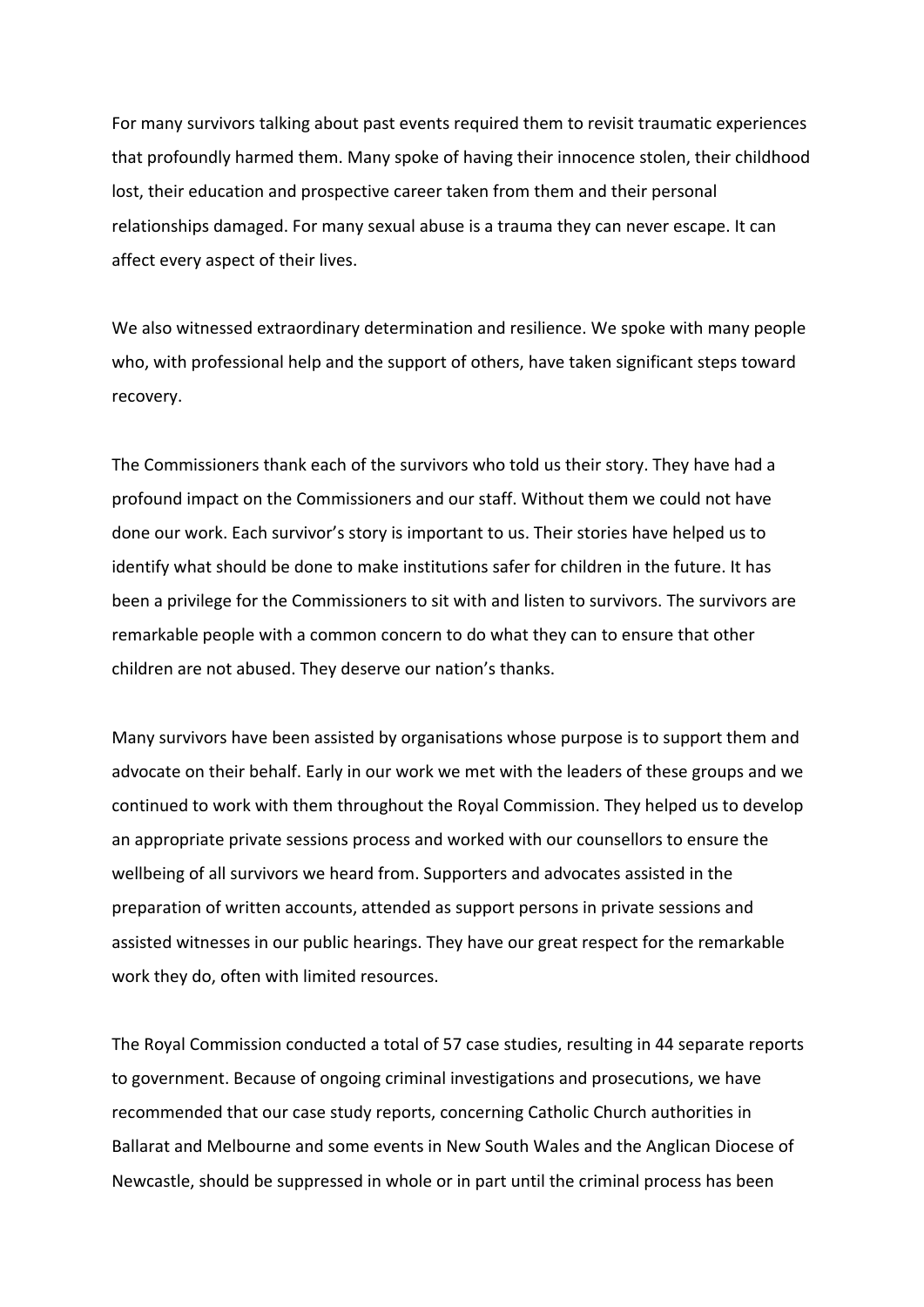For many survivors talking about past events required them to revisit traumatic experiences that profoundly harmed them. Many spoke of having their innocence stolen, their childhood lost, their education and prospective career taken from them and their personal relationships damaged. For many sexual abuse is a trauma they can never escape. It can affect every aspect of their lives.

We also witnessed extraordinary determination and resilience. We spoke with many people who, with professional help and the support of others, have taken significant steps toward recovery.

The Commissioners thank each of the survivors who told us their story. They have had a profound impact on the Commissioners and our staff. Without them we could not have done our work. Each survivor's story is important to us. Their stories have helped us to identify what should be done to make institutions safer for children in the future. It has been a privilege for the Commissioners to sit with and listen to survivors. The survivors are remarkable people with a common concern to do what they can to ensure that other children are not abused. They deserve our nation's thanks.

Many survivors have been assisted by organisations whose purpose is to support them and advocate on their behalf. Early in our work we met with the leaders of these groups and we continued to work with them throughout the Royal Commission. They helped us to develop an appropriate private sessions process and worked with our counsellors to ensure the wellbeing of all survivors we heard from. Supporters and advocates assisted in the preparation of written accounts, attended as support persons in private sessions and assisted witnesses in our public hearings. They have our great respect for the remarkable work they do, often with limited resources.

The Royal Commission conducted a total of 57 case studies, resulting in 44 separate reports to government. Because of ongoing criminal investigations and prosecutions, we have recommended that our case study reports, concerning Catholic Church authorities in Ballarat and Melbourne and some events in New South Wales and the Anglican Diocese of Newcastle, should be suppressed in whole or in part until the criminal process has been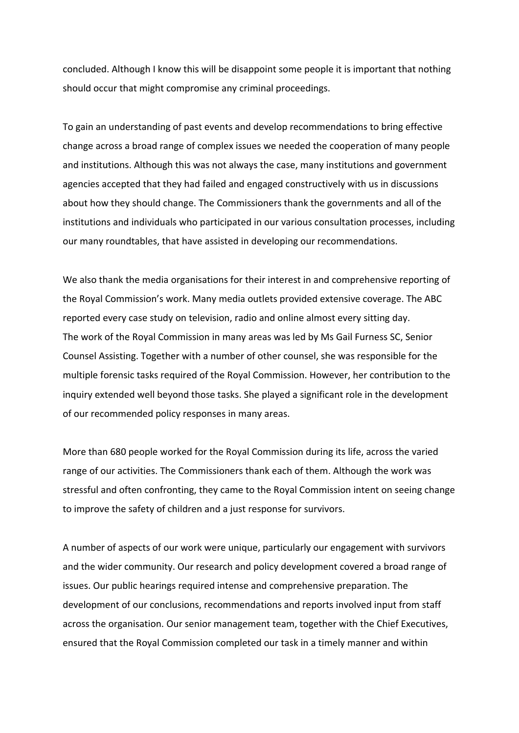concluded. Although I know this will be disappoint some people it is important that nothing should occur that might compromise any criminal proceedings.

To gain an understanding of past events and develop recommendations to bring effective change across a broad range of complex issues we needed the cooperation of many people and institutions. Although this was not always the case, many institutions and government agencies accepted that they had failed and engaged constructively with us in discussions about how they should change. The Commissioners thank the governments and all of the institutions and individuals who participated in our various consultation processes, including our many roundtables, that have assisted in developing our recommendations.

We also thank the media organisations for their interest in and comprehensive reporting of the Royal Commission's work. Many media outlets provided extensive coverage. The ABC reported every case study on television, radio and online almost every sitting day.
The work of the Royal Commission in many areas was led by Ms Gail Furness SC, Senior Counsel Assisting. Together with a number of other counsel, she was responsible for the multiple forensic tasks required of the Royal Commission. However, her contribution to the inquiry extended well beyond those tasks. She played a significant role in the development of our recommended policy responses in many areas.

More than 680 people worked for the Royal Commission during its life, across the varied range of our activities. The Commissioners thank each of them. Although the work was stressful and often confronting, they came to the Royal Commission intent on seeing change to improve the safety of children and a just response for survivors.

A number of aspects of our work were unique, particularly our engagement with survivors and the wider community. Our research and policy development covered a broad range of issues. Our public hearings required intense and comprehensive preparation. The development of our conclusions, recommendations and reports involved input from staff across the organisation. Our senior management team, together with the Chief Executives, ensured that the Royal Commission completed our task in a timely manner and within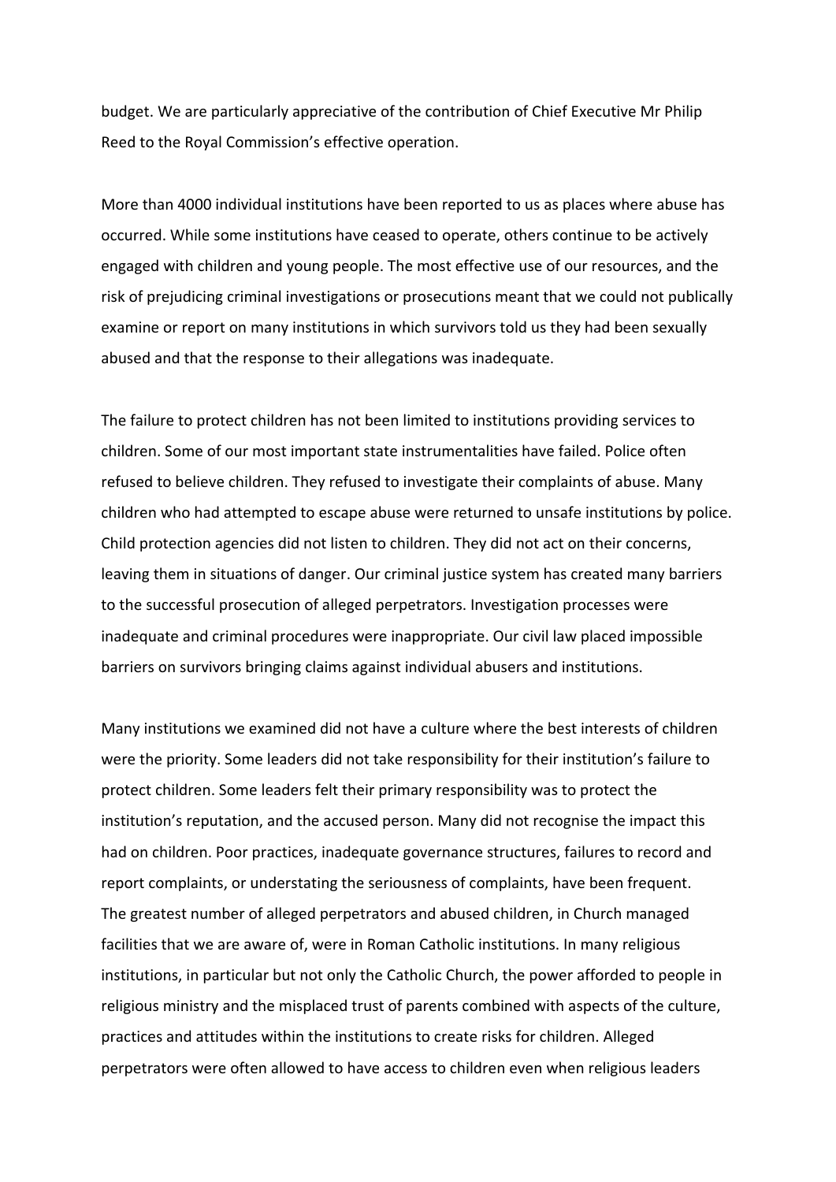budget. We are particularly appreciative of the contribution of Chief Executive Mr Philip Reed to the Royal Commission's effective operation.

More than 4000 individual institutions have been reported to us as places where abuse has occurred. While some institutions have ceased to operate, others continue to be actively engaged with children and young people. The most effective use of our resources, and the risk of prejudicing criminal investigations or prosecutions meant that we could not publically examine or report on many institutions in which survivors told us they had been sexually abused and that the response to their allegations was inadequate.

The failure to protect children has not been limited to institutions providing services to children. Some of our most important state instrumentalities have failed. Police often refused to believe children. They refused to investigate their complaints of abuse. Many children who had attempted to escape abuse were returned to unsafe institutions by police. Child protection agencies did not listen to children. They did not act on their concerns, leaving them in situations of danger. Our criminal justice system has created many barriers to the successful prosecution of alleged perpetrators. Investigation processes were inadequate and criminal procedures were inappropriate. Our civil law placed impossible barriers on survivors bringing claims against individual abusers and institutions.

Many institutions we examined did not have a culture where the best interests of children were the priority. Some leaders did not take responsibility for their institution's failure to protect children. Some leaders felt their primary responsibility was to protect the institution's reputation, and the accused person. Many did not recognise the impact this had on children. Poor practices, inadequate governance structures, failures to record and report complaints, or understating the seriousness of complaints, have been frequent. The greatest number of alleged perpetrators and abused children, in Church managed facilities that we are aware of, were in Roman Catholic institutions. In many religious institutions, in particular but not only the Catholic Church, the power afforded to people in religious ministry and the misplaced trust of parents combined with aspects of the culture, practices and attitudes within the institutions to create risks for children. Alleged perpetrators were often allowed to have access to children even when religious leaders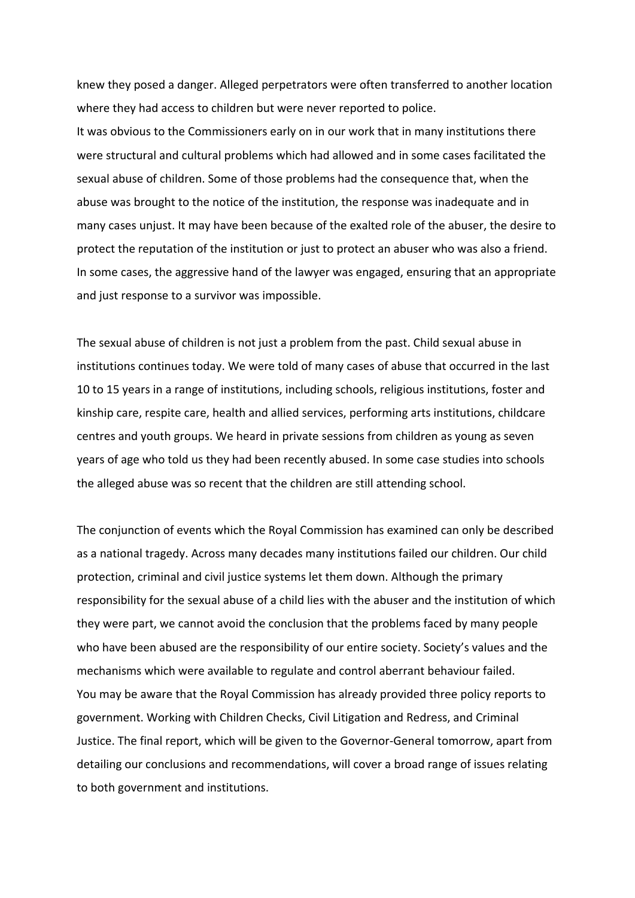knew they posed a danger. Alleged perpetrators were often transferred to another location where they had access to children but were never reported to police.

It was obvious to the Commissioners early on in our work that in many institutions there were structural and cultural problems which had allowed and in some cases facilitated the sexual abuse of children. Some of those problems had the consequence that, when the abuse was brought to the notice of the institution, the response was inadequate and in many cases unjust. It may have been because of the exalted role of the abuser, the desire to protect the reputation of the institution or just to protect an abuser who was also a friend. In some cases, the aggressive hand of the lawyer was engaged, ensuring that an appropriate and just response to a survivor was impossible.

The sexual abuse of children is not just a problem from the past. Child sexual abuse in institutions continues today. We were told of many cases of abuse that occurred in the last 10 to 15 years in a range of institutions, including schools, religious institutions, foster and kinship care, respite care, health and allied services, performing arts institutions, childcare centres and youth groups. We heard in private sessions from children as young as seven years of age who told us they had been recently abused. In some case studies into schools the alleged abuse was so recent that the children are still attending school.

The conjunction of events which the Royal Commission has examined can only be described as a national tragedy. Across many decades many institutions failed our children. Our child protection, criminal and civil justice systems let them down. Although the primary responsibility for the sexual abuse of a child lies with the abuser and the institution of which they were part, we cannot avoid the conclusion that the problems faced by many people who have been abused are the responsibility of our entire society. Society's values and the mechanisms which were available to regulate and control aberrant behaviour failed.

You may be aware that the Royal Commission has already provided three policy reports to government. Working with Children Checks, Civil Litigation and Redress, and Criminal Justice. The final report, which will be given to the Governor-General tomorrow, apart from detailing our conclusions and recommendations, will cover a broad range of issues relating to both government and institutions.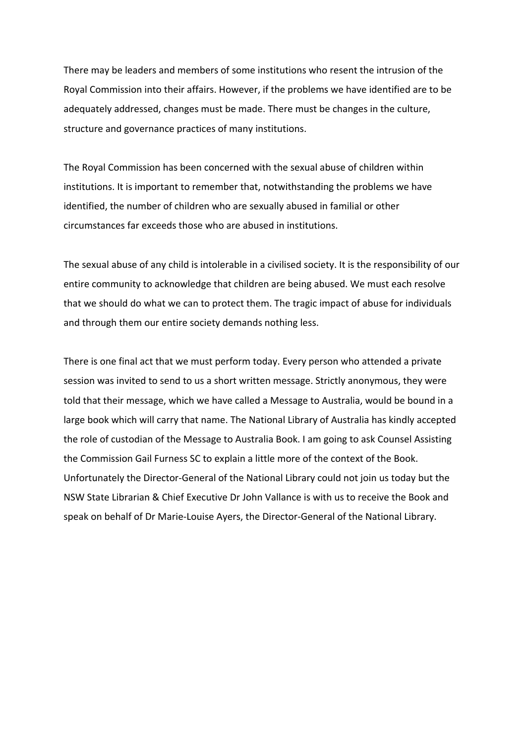There may be leaders and members of some institutions who resent the intrusion of the Royal Commission into their affairs. However, if the problems we have identified are to be adequately addressed, changes must be made. There must be changes in the culture, structure and governance practices of many institutions.

The Royal Commission has been concerned with the sexual abuse of children within institutions. It is important to remember that, notwithstanding the problems we have identified, the number of children who are sexually abused in familial or other circumstances far exceeds those who are abused in institutions.

The sexual abuse of any child is intolerable in a civilised society. It is the responsibility of our entire community to acknowledge that children are being abused. We must each resolve that we should do what we can to protect them. The tragic impact of abuse for individuals and through them our entire society demands nothing less.

There is one final act that we must perform today. Every person who attended a private session was invited to send to us a short written message. Strictly anonymous, they were told that their message, which we have called a Message to Australia, would be bound in a large book which will carry that name. The National Library of Australia has kindly accepted the role of custodian of the Message to Australia Book. I am going to ask Counsel Assisting the Commission Gail Furness SC to explain a little more of the context of the Book. Unfortunately the Director-General of the National Library could not join us today but the NSW State Librarian & Chief Executive Dr John Vallance is with us to receive the Book and speak on behalf of Dr Marie-Louise Ayers, the Director-General of the National Library.